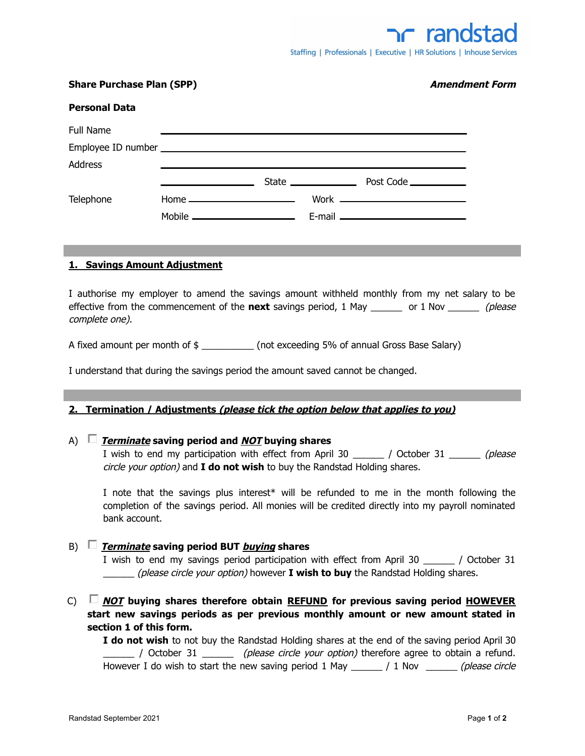**Share Purchase Plan (SPP)** ***Amendment Form***

**Personal Data**

Full Name \_\_\_\_\_\_\_\_\_\_\_\_\_\_\_\_\_\_\_\_\_\_\_\_\_\_\_\_\_\_\_\_\_\_\_\_\_\_\_\_

Employee ID number \_\_\_\_\_\_\_\_\_\_\_\_\_\_\_\_\_\_\_\_\_\_\_\_\_\_\_\_\_\_\_\_\_\_\_\_\_\_\_\_

Address \_\_\_\_\_\_\_\_\_\_\_\_\_\_\_\_\_\_\_\_\_\_\_\_\_\_\_\_\_\_\_\_\_\_\_\_\_\_\_\_

\_\_\_\_\_\_\_\_\_\_\_\_\_\_\_\_ State \_\_\_\_\_\_\_\_\_\_\_\_ Post Code \_\_\_\_\_\_\_\_\_\_

Telephone Home \_\_\_\_\_\_\_\_\_\_\_\_\_\_\_\_\_\_ Work \_\_\_\_\_\_\_\_\_\_\_\_\_\_\_\_\_\_

Mobile \_\_\_\_\_\_\_\_\_\_\_\_\_\_\_\_\_\_ E-mail \_\_\_\_\_\_\_\_\_\_\_\_\_\_\_\_\_\_

## 1. Savings Amount Adjustment

I authorise my employer to amend the savings amount withheld monthly from my net salary to be effective from the commencement of the **next** savings period, 1 May \_\_\_\_\_\_ or 1 Nov \_\_\_\_\_\_ *(please complete one).*

A fixed amount per month of $ \_\_\_\_\_\_\_\_\_\_ (not exceeding 5% of annual Gross Base Salary)

I understand that during the savings period the amount saved cannot be changed.

## 2. Termination / Adjustments *(please tick the option below that applies to you)*

A) ☐ ***Terminate*** **saving period and** ***NOT*** **buying shares**

I wish to end my participation with effect from April 30 \_\_\_\_\_\_ / October 31 \_\_\_\_\_\_ *(please circle your option)* and **I do not wish** to buy the Randstad Holding shares.

I note that the savings plus interest* will be refunded to me in the month following the completion of the savings period. All monies will be credited directly into my payroll nominated bank account.

B) ☐ ***Terminate*** **saving period BUT** ***buying*** **shares**

I wish to end my savings period participation with effect from April 30 \_\_\_\_\_\_ / October 31 \_\_\_\_\_\_ *(please circle your option)* however **I wish to buy** the Randstad Holding shares.

C) ☐ ***NOT*** **buying shares therefore obtain REFUND for previous saving period HOWEVER start new savings periods as per previous monthly amount or new amount stated in section 1 of this form.**

**I do not wish** to not buy the Randstad Holding shares at the end of the saving period April 30 \_\_\_\_\_\_ / October 31 \_\_\_\_\_\_ *(please circle your option)* therefore agree to obtain a refund. However I do wish to start the new saving period 1 May \_\_\_\_\_\_ / 1 Nov \_\_\_\_\_\_ *(please circle*

Randstad September 2021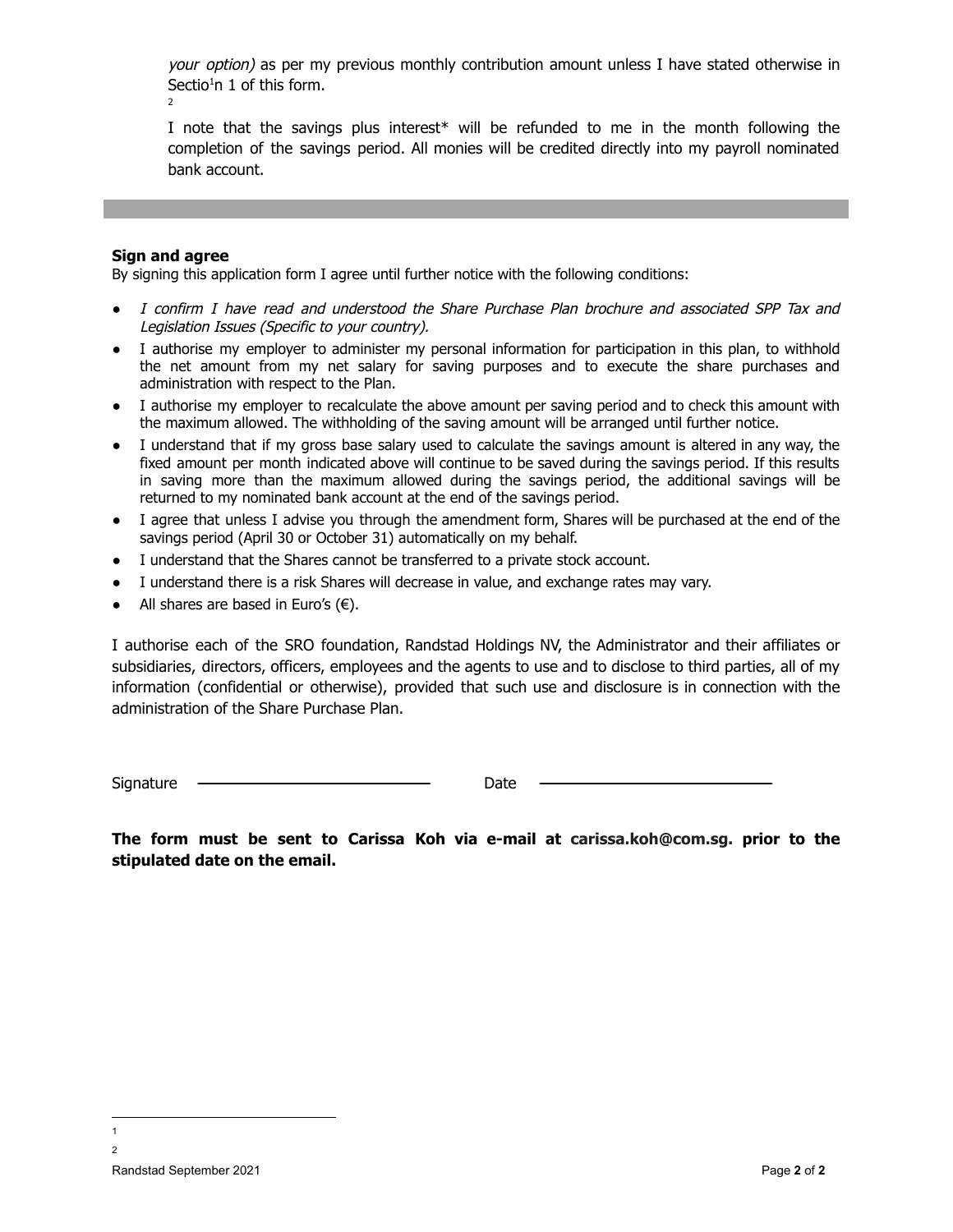*your option)* as per my previous monthly contribution amount unless I have stated otherwise in Sectio[1]n 1 of this form.

[2]

I note that the savings plus interest* will be refunded to me in the month following the completion of the savings period. All monies will be credited directly into my payroll nominated bank account.

**Sign and agree**

By signing this application form I agree until further notice with the following conditions:

- *I confirm I have read and understood the Share Purchase Plan brochure and associated SPP Tax and Legislation Issues (Specific to your country).*
- I authorise my employer to administer my personal information for participation in this plan, to withhold the net amount from my net salary for saving purposes and to execute the share purchases and administration with respect to the Plan.
- I authorise my employer to recalculate the above amount per saving period and to check this amount with the maximum allowed. The withholding of the saving amount will be arranged until further notice.
- I understand that if my gross base salary used to calculate the savings amount is altered in any way, the fixed amount per month indicated above will continue to be saved during the savings period. If this results in saving more than the maximum allowed during the savings period, the additional savings will be returned to my nominated bank account at the end of the savings period.
- I agree that unless I advise you through the amendment form, Shares will be purchased at the end of the savings period (April 30 or October 31) automatically on my behalf.
- I understand that the Shares cannot be transferred to a private stock account.
- I understand there is a risk Shares will decrease in value, and exchange rates may vary.
- All shares are based in Euro's (€).

I authorise each of the SRO foundation, Randstad Holdings NV, the Administrator and their affiliates or subsidiaries, directors, officers, employees and the agents to use and to disclose to third parties, all of my information (confidential or otherwise), provided that such use and disclosure is in connection with the administration of the Share Purchase Plan.

Signature ______________________ Date ______________________

**The form must be sent to Carissa Koh via e-mail at carissa.koh@com.sg. prior to the stipulated date on the email.**

[1]

[2]

Randstad September 2021